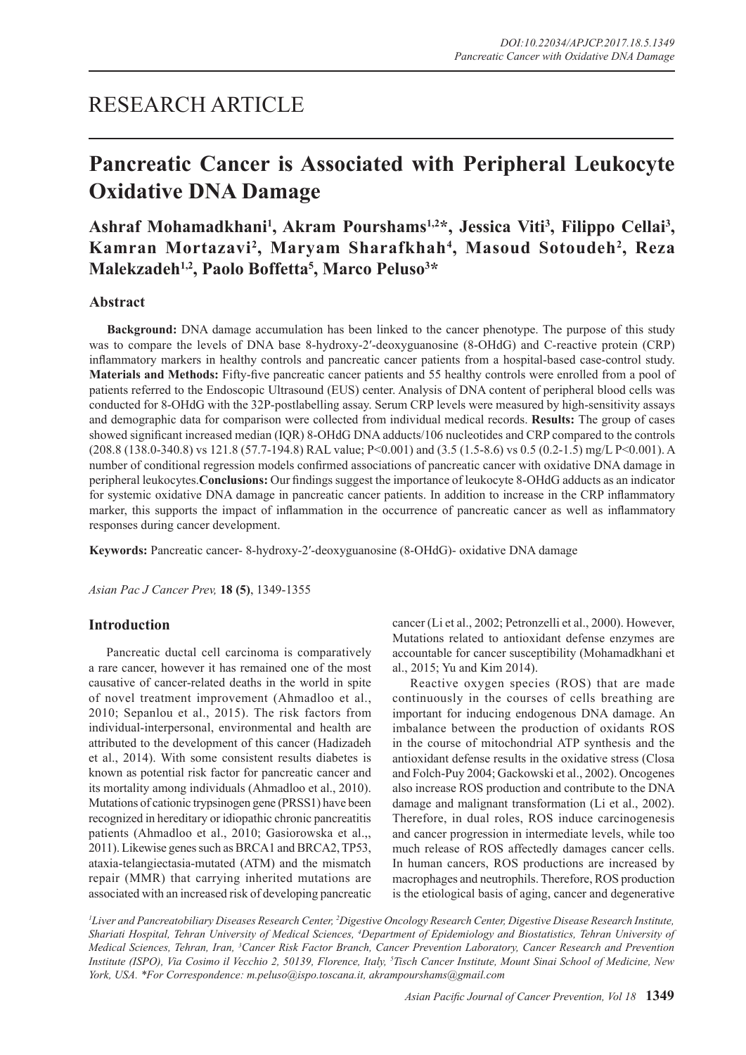# RESEARCH ARTICLE

# Pancreatic Cancer is Associated with Peripheral Leukocyte Oxidative DNA Damage

**Ashraf Mohamadkhani[1], Akram Pourshams[1,2]*, Jessica Viti[3], Filippo Cellai[3], Kamran Mortazavi[2], Maryam Sharafkhah[4], Masoud Sotoudeh[2], Reza Malekzadeh[1,2], Paolo Boffetta[5], Marco Peluso[3]***

## Abstract

**Background:** DNA damage accumulation has been linked to the cancer phenotype. The purpose of this study was to compare the levels of DNA base 8-hydroxy-2′-deoxyguanosine (8-OHdG) and C-reactive protein (CRP) inflammatory markers in healthy controls and pancreatic cancer patients from a hospital-based case-control study. **Materials and Methods:** Fifty-five pancreatic cancer patients and 55 healthy controls were enrolled from a pool of patients referred to the Endoscopic Ultrasound (EUS) center. Analysis of DNA content of peripheral blood cells was conducted for 8-OHdG with the 32P-postlabelling assay. Serum CRP levels were measured by high-sensitivity assays and demographic data for comparison were collected from individual medical records. **Results:** The group of cases showed significant increased median (IQR) 8-OHdG DNA adducts/$10^6$ nucleotides and CRP compared to the controls (208.8 (138.0-340.8) vs 121.8 (57.7-194.8) RAL value; P<0.001) and (3.5 (1.5-8.6) vs 0.5 (0.2-1.5) mg/L P<0.001). A number of conditional regression models confirmed associations of pancreatic cancer with oxidative DNA damage in peripheral leukocytes. **Conclusions:** Our findings suggest the importance of leukocyte 8-OHdG adducts as an indicator for systemic oxidative DNA damage in pancreatic cancer patients. In addition to increase in the CRP inflammatory marker, this supports the impact of inflammation in the occurrence of pancreatic cancer as well as inflammatory responses during cancer development.

**Keywords:** Pancreatic cancer- 8-hydroxy-2′-deoxyguanosine (8-OHdG)- oxidative DNA damage

*Asian Pac J Cancer Prev,* **18 (5)**, 1349-1355

## Introduction

Pancreatic ductal cell carcinoma is comparatively a rare cancer, however it has remained one of the most causative of cancer-related deaths in the world in spite of novel treatment improvement (Ahmadloo et al., 2010; Sepanlou et al., 2015). The risk factors from individual-interpersonal, environmental and health are attributed to the development of this cancer (Hadizadeh et al., 2014). With some consistent results diabetes is known as potential risk factor for pancreatic cancer and its mortality among individuals (Ahmadloo et al., 2010). Mutations of cationic trypsinogen gene (PRSS1) have been recognized in hereditary or idiopathic chronic pancreatitis patients (Ahmadloo et al., 2010; Gasiorowska et al.,, 2011). Likewise genes such as BRCA1 and BRCA2, TP53, ataxia-telangiectasia-mutated (ATM) and the mismatch repair (MMR) that carrying inherited mutations are associated with an increased risk of developing pancreatic cancer (Li et al., 2002; Petronzelli et al., 2000). However, Mutations related to antioxidant defense enzymes are accountable for cancer susceptibility (Mohamadkhani et al., 2015; Yu and Kim 2014).

Reactive oxygen species (ROS) that are made continuously in the courses of cells breathing are important for inducing endogenous DNA damage. An imbalance between the production of oxidants ROS in the course of mitochondrial ATP synthesis and the antioxidant defense results in the oxidative stress (Closa and Folch-Puy 2004; Gackowski et al., 2002). Oncogenes also increase ROS production and contribute to the DNA damage and malignant transformation (Li et al., 2002). Therefore, in dual roles, ROS induce carcinogenesis and cancer progression in intermediate levels, while too much release of ROS affectedly damages cancer cells. In human cancers, ROS productions are increased by macrophages and neutrophils. Therefore, ROS production is the etiological basis of aging, cancer and degenerative

[1]Liver and Pancreatobiliary Diseases Research Center, [2]Digestive Oncology Research Center, Digestive Disease Research Institute, Shariati Hospital, Tehran University of Medical Sciences, [4]Department of Epidemiology and Biostatistics, Tehran University of Medical Sciences, Tehran, Iran, [3]Cancer Risk Factor Branch, Cancer Prevention Laboratory, Cancer Research and Prevention Institute (ISPO), Via Cosimo il Vecchio 2, 50139, Florence, Italy, [5]Tisch Cancer Institute, Mount Sinai School of Medicine, New York, USA. *For Correspondence: m.peluso@ispo.toscana.it, akrampourshams@gmail.com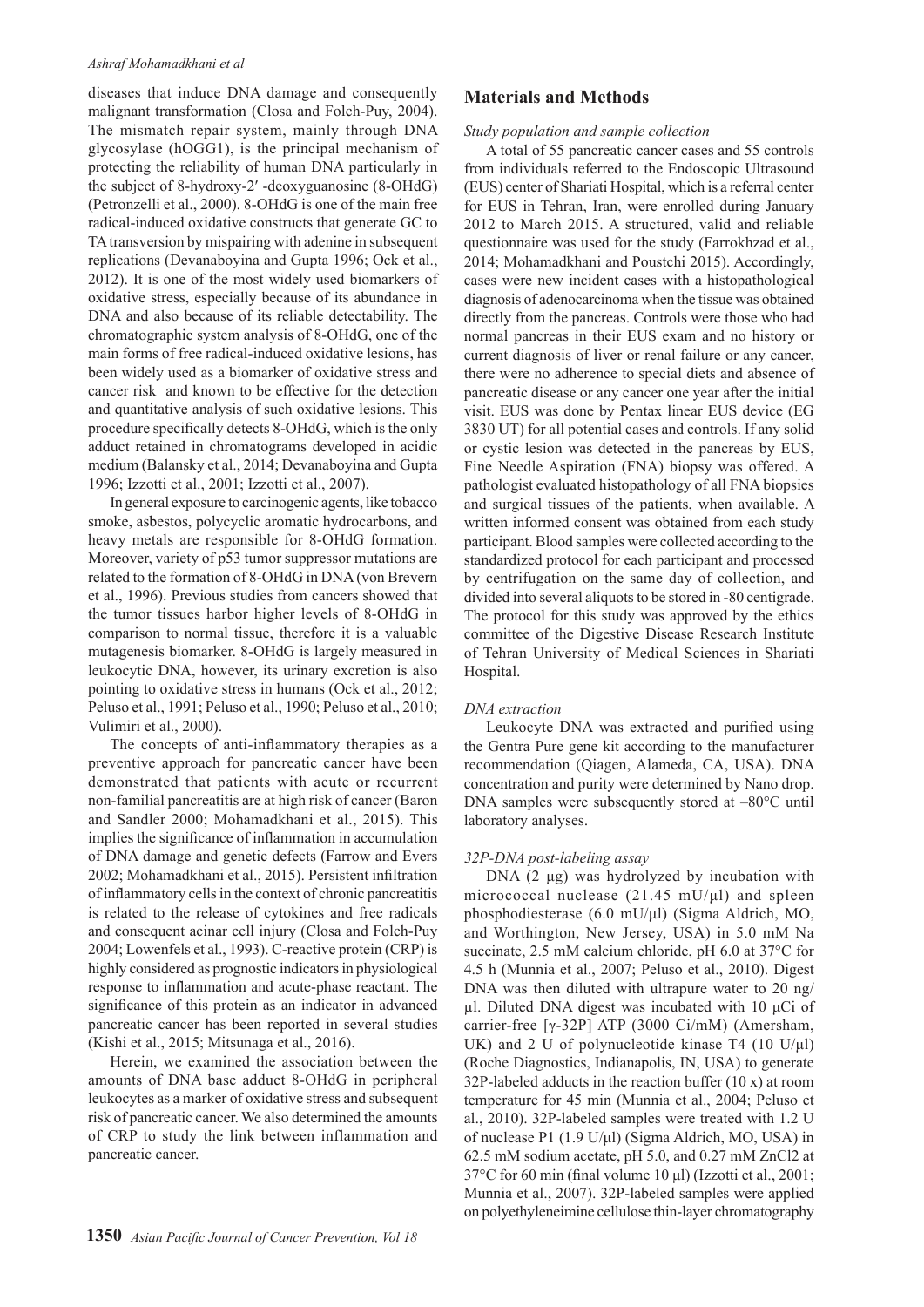diseases that induce DNA damage and consequently malignant transformation (Closa and Folch-Puy, 2004). The mismatch repair system, mainly through DNA glycosylase (hOGG1), is the principal mechanism of protecting the reliability of human DNA particularly in the subject of 8-hydroxy-2′ -deoxyguanosine (8-OHdG) (Petronzelli et al., 2000). 8-OHdG is one of the main free radical-induced oxidative constructs that generate GC to TA transversion by mispairing with adenine in subsequent replications (Devanaboyina and Gupta 1996; Ock et al., 2012). It is one of the most widely used biomarkers of oxidative stress, especially because of its abundance in DNA and also because of its reliable detectability. The chromatographic system analysis of 8-OHdG, one of the main forms of free radical-induced oxidative lesions, has been widely used as a biomarker of oxidative stress and cancer risk and known to be effective for the detection and quantitative analysis of such oxidative lesions. This procedure specifically detects 8-OHdG, which is the only adduct retained in chromatograms developed in acidic medium (Balansky et al., 2014; Devanaboyina and Gupta 1996; Izzotti et al., 2001; Izzotti et al., 2007).

In general exposure to carcinogenic agents, like tobacco smoke, asbestos, polycyclic aromatic hydrocarbons, and heavy metals are responsible for 8-OHdG formation. Moreover, variety of p53 tumor suppressor mutations are related to the formation of 8-OHdG in DNA (von Brevern et al., 1996). Previous studies from cancers showed that the tumor tissues harbor higher levels of 8-OHdG in comparison to normal tissue, therefore it is a valuable mutagenesis biomarker. 8-OHdG is largely measured in leukocytic DNA, however, its urinary excretion is also pointing to oxidative stress in humans (Ock et al., 2012; Peluso et al., 1991; Peluso et al., 1990; Peluso et al., 2010; Vulimiri et al., 2000).

The concepts of anti-inflammatory therapies as a preventive approach for pancreatic cancer have been demonstrated that patients with acute or recurrent non-familial pancreatitis are at high risk of cancer (Baron and Sandler 2000; Mohamadkhani et al., 2015). This implies the significance of inflammation in accumulation of DNA damage and genetic defects (Farrow and Evers 2002; Mohamadkhani et al., 2015). Persistent infiltration of inflammatory cells in the context of chronic pancreatitis is related to the release of cytokines and free radicals and consequent acinar cell injury (Closa and Folch-Puy 2004; Lowenfels et al., 1993). C-reactive protein (CRP) is highly considered as prognostic indicators in physiological response to inflammation and acute-phase reactant. The significance of this protein as an indicator in advanced pancreatic cancer has been reported in several studies (Kishi et al., 2015; Mitsunaga et al., 2016).

Herein, we examined the association between the amounts of DNA base adduct 8-OHdG in peripheral leukocytes as a marker of oxidative stress and subsequent risk of pancreatic cancer. We also determined the amounts of CRP to study the link between inflammation and pancreatic cancer.

## Materials and Methods

*Study population and sample collection*

A total of 55 pancreatic cancer cases and 55 controls from individuals referred to the Endoscopic Ultrasound (EUS) center of Shariati Hospital, which is a referral center for EUS in Tehran, Iran, were enrolled during January 2012 to March 2015. A structured, valid and reliable questionnaire was used for the study (Farrokhzad et al., 2014; Mohamadkhani and Poustchi 2015). Accordingly, cases were new incident cases with a histopathological diagnosis of adenocarcinoma when the tissue was obtained directly from the pancreas. Controls were those who had normal pancreas in their EUS exam and no history or current diagnosis of liver or renal failure or any cancer, there were no adherence to special diets and absence of pancreatic disease or any cancer one year after the initial visit. EUS was done by Pentax linear EUS device (EG 3830 UT) for all potential cases and controls. If any solid or cystic lesion was detected in the pancreas by EUS, Fine Needle Aspiration (FNA) biopsy was offered. A pathologist evaluated histopathology of all FNA biopsies and surgical tissues of the patients, when available. A written informed consent was obtained from each study participant. Blood samples were collected according to the standardized protocol for each participant and processed by centrifugation on the same day of collection, and divided into several aliquots to be stored in -80 centigrade. The protocol for this study was approved by the ethics committee of the Digestive Disease Research Institute of Tehran University of Medical Sciences in Shariati Hospital.

*DNA extraction*

Leukocyte DNA was extracted and purified using the Gentra Pure gene kit according to the manufacturer recommendation (Qiagen, Alameda, CA, USA). DNA concentration and purity were determined by Nano drop. DNA samples were subsequently stored at –80°C until laboratory analyses.

*32P-DNA post-labeling assay*

DNA (2 µg) was hydrolyzed by incubation with micrococcal nuclease (21.45 mU/µl) and spleen phosphodiesterase (6.0 mU/µl) (Sigma Aldrich, MO, and Worthington, New Jersey, USA) in 5.0 mM Na succinate, 2.5 mM calcium chloride, pH 6.0 at 37°C for 4.5 h (Munnia et al., 2007; Peluso et al., 2010). Digest DNA was then diluted with ultrapure water to 20 ng/µl. Diluted DNA digest was incubated with 10 µCi of carrier-free [γ-32P] ATP (3000 Ci/mM) (Amersham, UK) and 2 U of polynucleotide kinase T4 (10 U/µl) (Roche Diagnostics, Indianapolis, IN, USA) to generate 32P-labeled adducts in the reaction buffer (10 x) at room temperature for 45 min (Munnia et al., 2004; Peluso et al., 2010). 32P-labeled samples were treated with 1.2 U of nuclease P1 (1.9 U/µl) (Sigma Aldrich, MO, USA) in 62.5 mM sodium acetate, pH 5.0, and 0.27 mM $ZnCl_2$ at 37°C for 60 min (final volume 10 µl) (Izzotti et al., 2001; Munnia et al., 2007). 32P-labeled samples were applied on polyethyleneimine cellulose thin-layer chromatography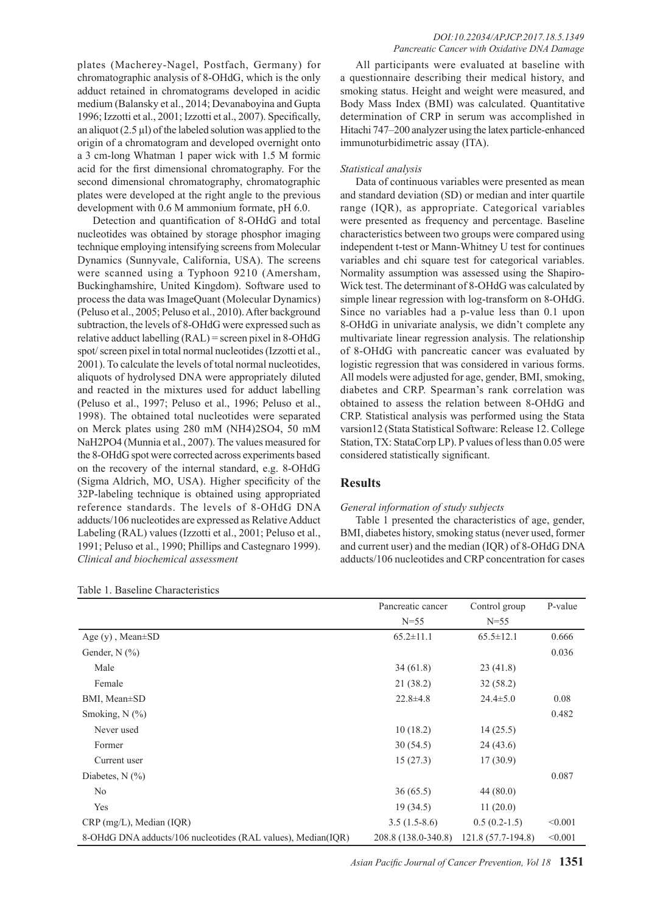plates (Macherey-Nagel, Postfach, Germany) for chromatographic analysis of 8-OHdG, which is the only adduct retained in chromatograms developed in acidic medium (Balansky et al., 2014; Devanaboyina and Gupta 1996; Izzotti et al., 2001; Izzotti et al., 2007). Specifically, an aliquot (2.5 μl) of the labeled solution was applied to the origin of a chromatogram and developed overnight onto a 3 cm-long Whatman 1 paper wick with 1.5 M formic acid for the first dimensional chromatography. For the second dimensional chromatography, chromatographic plates were developed at the right angle to the previous development with 0.6 M ammonium formate, pH 6.0.

Detection and quantification of 8-OHdG and total nucleotides was obtained by storage phosphor imaging technique employing intensifying screens from Molecular Dynamics (Sunnyvale, California, USA). The screens were scanned using a Typhoon 9210 (Amersham, Buckinghamshire, United Kingdom). Software used to process the data was ImageQuant (Molecular Dynamics) (Peluso et al., 2005; Peluso et al., 2010). After background subtraction, the levels of 8-OHdG were expressed such as relative adduct labelling (RAL) = screen pixel in 8-OHdG spot/ screen pixel in total normal nucleotides (Izzotti et al., 2001). To calculate the levels of total normal nucleotides, aliquots of hydrolysed DNA were appropriately diluted and reacted in the mixtures used for adduct labelling (Peluso et al., 1997; Peluso et al., 1996; Peluso et al., 1998). The obtained total nucleotides were separated on Merck plates using 280 mM $(NH_4)_2SO_4$, 50 mM $NaH_2PO_4$ (Munnia et al., 2007). The values measured for the 8-OHdG spot were corrected across experiments based on the recovery of the internal standard, e.g. 8-OHdG (Sigma Aldrich, MO, USA). Higher specificity of the 32P-labeling technique is obtained using appropriated reference standards. The levels of 8-OHdG DNA adducts/$10^6$ nucleotides are expressed as Relative Adduct Labeling (RAL) values (Izzotti et al., 2001; Peluso et al., 1991; Peluso et al., 1990; Phillips and Castegnaro 1999).

*Clinical and biochemical assessment*

All participants were evaluated at baseline with a questionnaire describing their medical history, and smoking status. Height and weight were measured, and Body Mass Index (BMI) was calculated. Quantitative determination of CRP in serum was accomplished in Hitachi 747–200 analyzer using the latex particle-enhanced immunoturbidimetric assay (ITA).

*Statistical analysis*

Data of continuous variables were presented as mean and standard deviation (SD) or median and inter quartile range (IQR), as appropriate. Categorical variables were presented as frequency and percentage. Baseline characteristics between two groups were compared using independent t-test or Mann-Whitney U test for continues variables and chi square test for categorical variables. Normality assumption was assessed using the Shapiro-Wick test. The determinant of 8-OHdG was calculated by simple linear regression with log-transform on 8-OHdG. Since no variables had a p-value less than 0.1 upon 8-OHdG in univariate analysis, we didn't complete any multivariate linear regression analysis. The relationship of 8-OHdG with pancreatic cancer was evaluated by logistic regression that was considered in various forms. All models were adjusted for age, gender, BMI, smoking, diabetes and CRP. Spearman's rank correlation was obtained to assess the relation between 8-OHdG and CRP. Statistical analysis was performed using the Stata varsion12 (Stata Statistical Software: Release 12. College Station, TX: StataCorp LP). P values of less than 0.05 were considered statistically significant.

## Results

*General information of study subjects*

Table 1 presented the characteristics of age, gender, BMI, diabetes history, smoking status (never used, former and current user) and the median (IQR) of 8-OHdG DNA adducts/$10^6$ nucleotides and CRP concentration for cases

Table 1. Baseline Characteristics

| | Pancreatic cancer N=55 | Control group N=55 | P-value |
|---|---|---|---|
| Age (y) , Mean±SD | 65.2±11.1 | 65.5±12.1 | 0.666 |
| Gender, N (%) | | | 0.036 |
| Male | 34 (61.8) | 23 (41.8) | |
| Female | 21 (38.2) | 32 (58.2) | |
| BMI, Mean±SD | 22.8±4.8 | 24.4±5.0 | 0.08 |
| Smoking, N (%) | | | 0.482 |
| Never used | 10 (18.2) | 14 (25.5) | |
| Former | 30 (54.5) | 24 (43.6) | |
| Current user | 15 (27.3) | 17 (30.9) | |
| Diabetes, N (%) | | | 0.087 |
| No | 36 (65.5) | 44 (80.0) | |
| Yes | 19 (34.5) | 11 (20.0) | |
| CRP (mg/L), Median (IQR) | 3.5 (1.5-8.6) | 0.5 (0.2-1.5) | <0.001 |
| 8-OHdG DNA adducts/106 nucleotides (RAL values), Median(IQR) | 208.8 (138.0-340.8) | 121.8 (57.7-194.8) | <0.001 |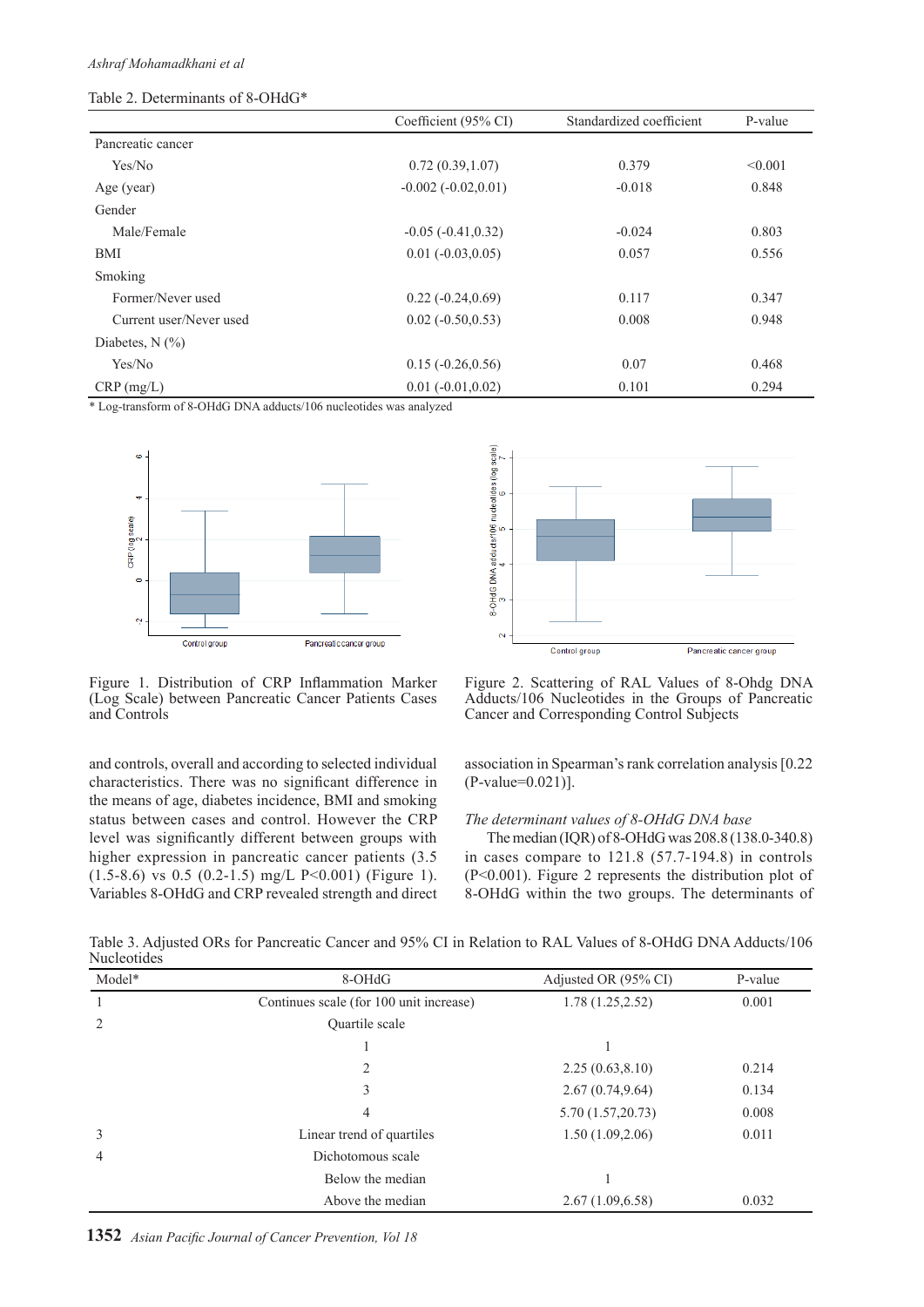Table 2. Determinants of 8-OHdG*

| | Coefficient (95% CI) | Standardized coefficient | P-value |
|---|---|---|---|
| Pancreatic cancer | | | |
| Yes/No | 0.72 (0.39,1.07) | 0.379 | <0.001 |
| Age (year) | -0.002 (-0.02,0.01) | -0.018 | 0.848 |
| Gender | | | |
| Male/Female | -0.05 (-0.41,0.32) | -0.024 | 0.803 |
| BMI | 0.01 (-0.03,0.05) | 0.057 | 0.556 |
| Smoking | | | |
| Former/Never used | 0.22 (-0.24,0.69) | 0.117 | 0.347 |
| Current user/Never used | 0.02 (-0.50,0.53) | 0.008 | 0.948 |
| Diabetes, N (%) | | | |
| Yes/No | 0.15 (-0.26,0.56) | 0.07 | 0.468 |
| CRP (mg/L) | 0.01 (-0.01,0.02) | 0.101 | 0.294 |

* Log-transform of 8-OHdG DNA adducts/106 nucleotides was analyzed

Figure 1. Distribution of CRP Inflammation Marker (Log Scale) between Pancreatic Cancer Patients Cases and Controls

Figure 2. Scattering of RAL Values of 8-Ohdg DNA Adducts/106 Nucleotides in the Groups of Pancreatic Cancer and Corresponding Control Subjects

and controls, overall and according to selected individual characteristics. There was no significant difference in the means of age, diabetes incidence, BMI and smoking status between cases and control. However the CRP level was significantly different between groups with higher expression in pancreatic cancer patients (3.5 (1.5-8.6) vs 0.5 (0.2-1.5) mg/L P<0.001) (Figure 1). Variables 8-OHdG and CRP revealed strength and direct association in Spearman's rank correlation analysis [0.22 (P-value=0.021)].

*The determinant values of 8-OHdG DNA base*

The median (IQR) of 8-OHdG was 208.8 (138.0-340.8) in cases compare to 121.8 (57.7-194.8) in controls (P<0.001). Figure 2 represents the distribution plot of 8-OHdG within the two groups. The determinants of

Table 3. Adjusted ORs for Pancreatic Cancer and 95% CI in Relation to RAL Values of 8-OHdG DNA Adducts/106 Nucleotides

| Model* | 8-OHdG | Adjusted OR (95% CI) | P-value |
|---|---|---|---|
| 1 | Continues scale (for 100 unit increase) | 1.78 (1.25,2.52) | 0.001 |
| 2 | Quartile scale | | |
| | 1 | 1 | |
| | 2 | 2.25 (0.63,8.10) | 0.214 |
| | 3 | 2.67 (0.74,9.64) | 0.134 |
| | 4 | 5.70 (1.57,20.73) | 0.008 |
| 3 | Linear trend of quartiles | 1.50 (1.09,2.06) | 0.011 |
| 4 | Dichotomous scale | | |
| | Below the median | 1 | |
| | Above the median | 2.67 (1.09,6.58) | 0.032 |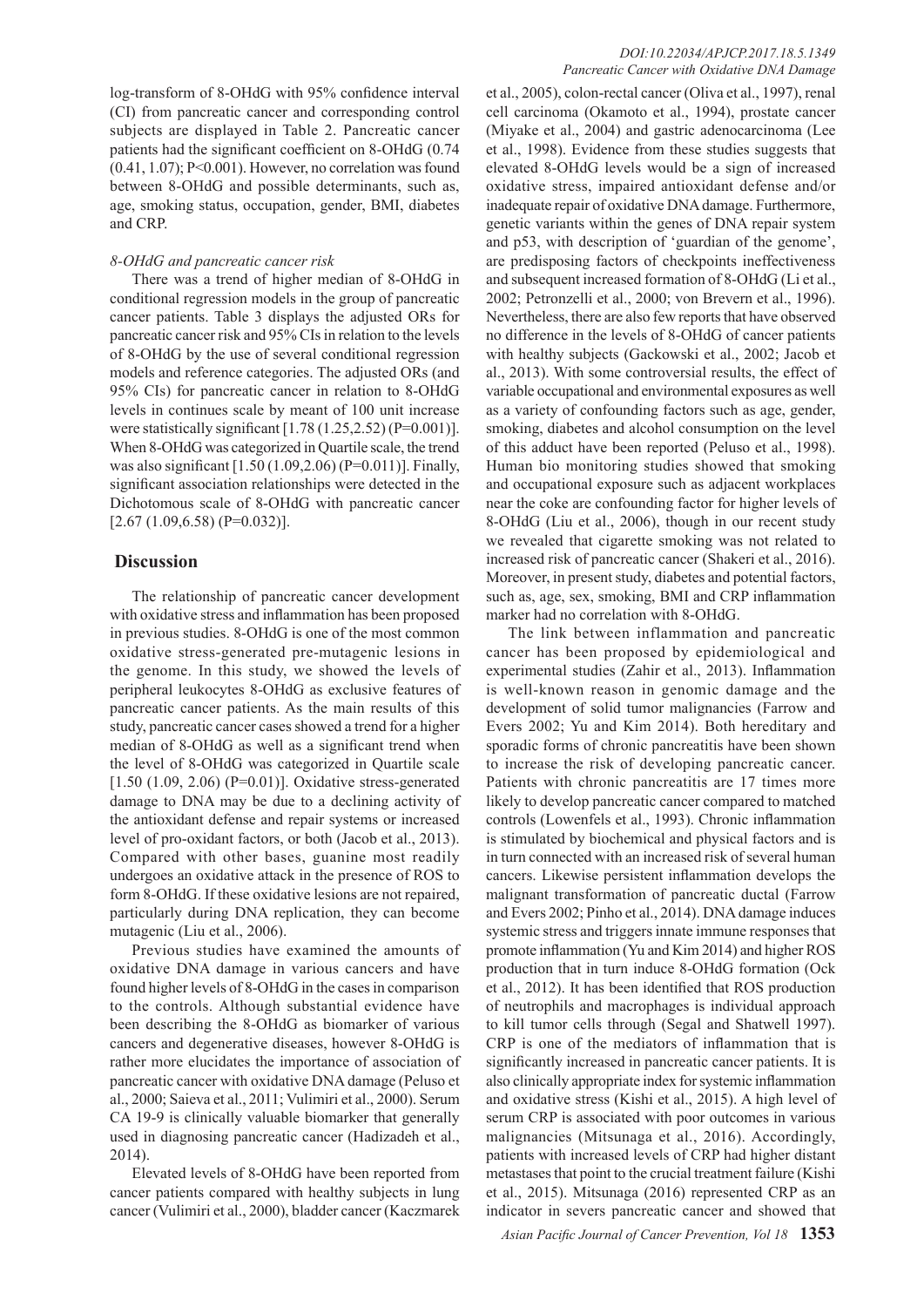log-transform of 8-OHdG with 95% confidence interval (CI) from pancreatic cancer and corresponding control subjects are displayed in Table 2. Pancreatic cancer patients had the significant coefficient on 8-OHdG (0.74 (0.41, 1.07); P<0.001). However, no correlation was found between 8-OHdG and possible determinants, such as, age, smoking status, occupation, gender, BMI, diabetes and CRP.

*8-OHdG and pancreatic cancer risk*

There was a trend of higher median of 8-OHdG in conditional regression models in the group of pancreatic cancer patients. Table 3 displays the adjusted ORs for pancreatic cancer risk and 95% CIs in relation to the levels of 8-OHdG by the use of several conditional regression models and reference categories. The adjusted ORs (and 95% CIs) for pancreatic cancer in relation to 8-OHdG levels in continues scale by meant of 100 unit increase were statistically significant [1.78 (1.25,2.52) (P=0.001)]. When 8-OHdG was categorized in Quartile scale, the trend was also significant [1.50 (1.09,2.06) (P=0.011)]. Finally, significant association relationships were detected in the Dichotomous scale of 8-OHdG with pancreatic cancer [2.67 (1.09,6.58) (P=0.032)].

## Discussion

The relationship of pancreatic cancer development with oxidative stress and inflammation has been proposed in previous studies. 8-OHdG is one of the most common oxidative stress-generated pre-mutagenic lesions in the genome. In this study, we showed the levels of peripheral leukocytes 8-OHdG as exclusive features of pancreatic cancer patients. As the main results of this study, pancreatic cancer cases showed a trend for a higher median of 8-OHdG as well as a significant trend when the level of 8-OHdG was categorized in Quartile scale [1.50 (1.09, 2.06) (P=0.01)]. Oxidative stress-generated damage to DNA may be due to a declining activity of the antioxidant defense and repair systems or increased level of pro-oxidant factors, or both (Jacob et al., 2013). Compared with other bases, guanine most readily undergoes an oxidative attack in the presence of ROS to form 8-OHdG. If these oxidative lesions are not repaired, particularly during DNA replication, they can become mutagenic (Liu et al., 2006).

Previous studies have examined the amounts of oxidative DNA damage in various cancers and have found higher levels of 8-OHdG in the cases in comparison to the controls. Although substantial evidence have been describing the 8-OHdG as biomarker of various cancers and degenerative diseases, however 8-OHdG is rather more elucidates the importance of association of pancreatic cancer with oxidative DNA damage (Peluso et al., 2000; Saieva et al., 2011; Vulimiri et al., 2000). Serum CA 19-9 is clinically valuable biomarker that generally used in diagnosing pancreatic cancer (Hadizadeh et al., 2014).

Elevated levels of 8-OHdG have been reported from cancer patients compared with healthy subjects in lung cancer (Vulimiri et al., 2000), bladder cancer (Kaczmarek et al., 2005), colon-rectal cancer (Oliva et al., 1997), renal cell carcinoma (Okamoto et al., 1994), prostate cancer (Miyake et al., 2004) and gastric adenocarcinoma (Lee et al., 1998). Evidence from these studies suggests that elevated 8-OHdG levels would be a sign of increased oxidative stress, impaired antioxidant defense and/or inadequate repair of oxidative DNA damage. Furthermore, genetic variants within the genes of DNA repair system and p53, with description of 'guardian of the genome', are predisposing factors of checkpoints ineffectiveness and subsequent increased formation of 8-OHdG (Li et al., 2002; Petronzelli et al., 2000; von Brevern et al., 1996). Nevertheless, there are also few reports that have observed no difference in the levels of 8-OHdG of cancer patients with healthy subjects (Gackowski et al., 2002; Jacob et al., 2013). With some controversial results, the effect of variable occupational and environmental exposures as well as a variety of confounding factors such as age, gender, smoking, diabetes and alcohol consumption on the level of this adduct have been reported (Peluso et al., 1998). Human bio monitoring studies showed that smoking and occupational exposure such as adjacent workplaces near the coke are confounding factor for higher levels of 8-OHdG (Liu et al., 2006), though in our recent study we revealed that cigarette smoking was not related to increased risk of pancreatic cancer (Shakeri et al., 2016). Moreover, in present study, diabetes and potential factors, such as, age, sex, smoking, BMI and CRP inflammation marker had no correlation with 8-OHdG.

The link between inflammation and pancreatic cancer has been proposed by epidemiological and experimental studies (Zahir et al., 2013). Inflammation is well-known reason in genomic damage and the development of solid tumor malignancies (Farrow and Evers 2002; Yu and Kim 2014). Both hereditary and sporadic forms of chronic pancreatitis have been shown to increase the risk of developing pancreatic cancer. Patients with chronic pancreatitis are 17 times more likely to develop pancreatic cancer compared to matched controls (Lowenfels et al., 1993). Chronic inflammation is stimulated by biochemical and physical factors and is in turn connected with an increased risk of several human cancers. Likewise persistent inflammation develops the malignant transformation of pancreatic ductal (Farrow and Evers 2002; Pinho et al., 2014). DNA damage induces systemic stress and triggers innate immune responses that promote inflammation (Yu and Kim 2014) and higher ROS production that in turn induce 8-OHdG formation (Ock et al., 2012). It has been identified that ROS production of neutrophils and macrophages is individual approach to kill tumor cells through (Segal and Shatwell 1997). CRP is one of the mediators of inflammation that is significantly increased in pancreatic cancer patients. It is also clinically appropriate index for systemic inflammation and oxidative stress (Kishi et al., 2015). A high level of serum CRP is associated with poor outcomes in various malignancies (Mitsunaga et al., 2016). Accordingly, patients with increased levels of CRP had higher distant metastases that point to the crucial treatment failure (Kishi et al., 2015). Mitsunaga (2016) represented CRP as an indicator in severs pancreatic cancer and showed that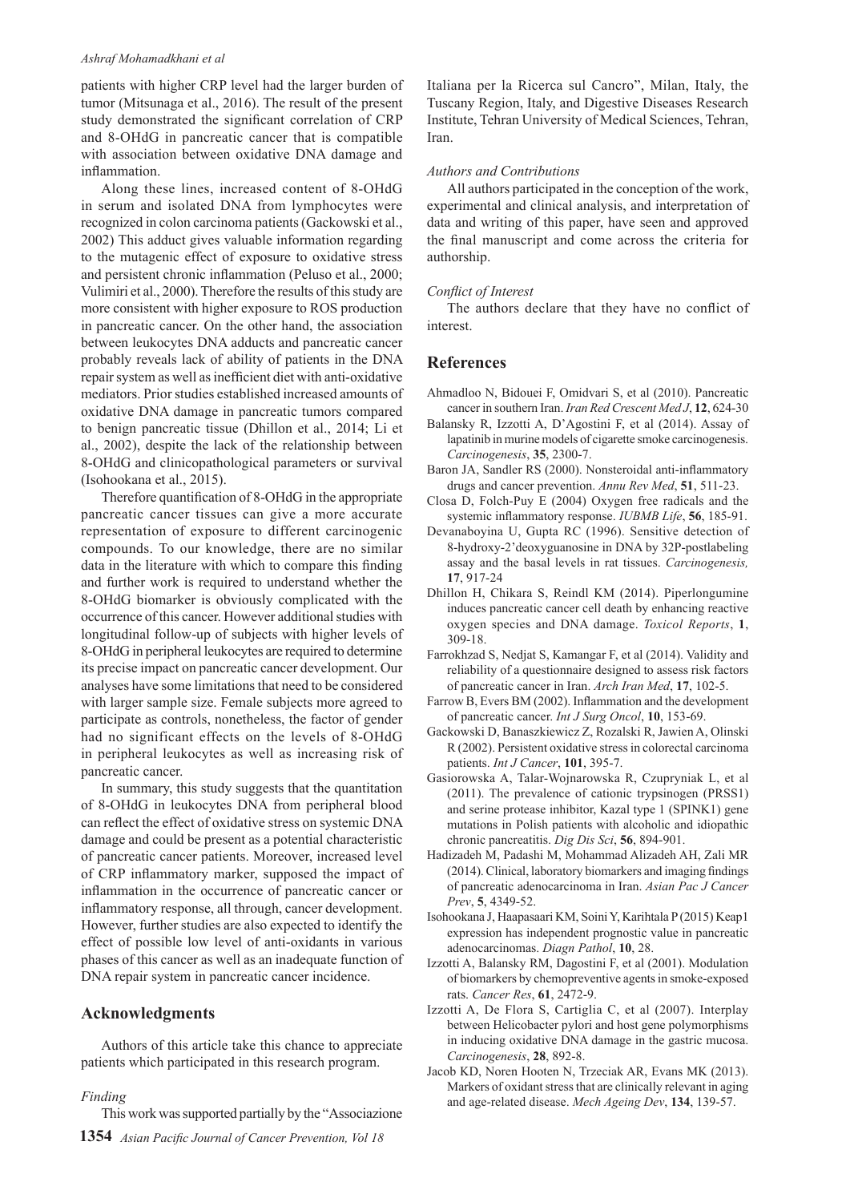patients with higher CRP level had the larger burden of tumor (Mitsunaga et al., 2016). The result of the present study demonstrated the significant correlation of CRP and 8-OHdG in pancreatic cancer that is compatible with association between oxidative DNA damage and inflammation.

Along these lines, increased content of 8-OHdG in serum and isolated DNA from lymphocytes were recognized in colon carcinoma patients (Gackowski et al., 2002) This adduct gives valuable information regarding to the mutagenic effect of exposure to oxidative stress and persistent chronic inflammation (Peluso et al., 2000; Vulimiri et al., 2000). Therefore the results of this study are more consistent with higher exposure to ROS production in pancreatic cancer. On the other hand, the association between leukocytes DNA adducts and pancreatic cancer probably reveals lack of ability of patients in the DNA repair system as well as inefficient diet with anti-oxidative mediators. Prior studies established increased amounts of oxidative DNA damage in pancreatic tumors compared to benign pancreatic tissue (Dhillon et al., 2014; Li et al., 2002), despite the lack of the relationship between 8-OHdG and clinicopathological parameters or survival (Isohookana et al., 2015).

Therefore quantification of 8-OHdG in the appropriate pancreatic cancer tissues can give a more accurate representation of exposure to different carcinogenic compounds. To our knowledge, there are no similar data in the literature with which to compare this finding and further work is required to understand whether the 8-OHdG biomarker is obviously complicated with the occurrence of this cancer. However additional studies with longitudinal follow-up of subjects with higher levels of 8-OHdG in peripheral leukocytes are required to determine its precise impact on pancreatic cancer development. Our analyses have some limitations that need to be considered with larger sample size. Female subjects more agreed to participate as controls, nonetheless, the factor of gender had no significant effects on the levels of 8-OHdG in peripheral leukocytes as well as increasing risk of pancreatic cancer.

In summary, this study suggests that the quantitation of 8-OHdG in leukocytes DNA from peripheral blood can reflect the effect of oxidative stress on systemic DNA damage and could be present as a potential characteristic of pancreatic cancer patients. Moreover, increased level of CRP inflammatory marker, supposed the impact of inflammation in the occurrence of pancreatic cancer or inflammatory response, all through, cancer development. However, further studies are also expected to identify the effect of possible low level of anti-oxidants in various phases of this cancer as well as an inadequate function of DNA repair system in pancreatic cancer incidence.

## Acknowledgments

Authors of this article take this chance to appreciate patients which participated in this research program.

*Finding*

This work was supported partially by the "Associazione Italiana per la Ricerca sul Cancro", Milan, Italy, the Tuscany Region, Italy, and Digestive Diseases Research Institute, Tehran University of Medical Sciences, Tehran, Iran.

*Authors and Contributions*

All authors participated in the conception of the work, experimental and clinical analysis, and interpretation of data and writing of this paper, have seen and approved the final manuscript and come across the criteria for authorship.

*Conflict of Interest*

The authors declare that they have no conflict of interest.

## References

Ahmadloo N, Bidouei F, Omidvari S, et al (2010). Pancreatic cancer in southern Iran. *Iran Red Crescent Med J*, **12**, 624-30

Balansky R, Izzotti A, D'Agostini F, et al (2014). Assay of lapatinib in murine models of cigarette smoke carcinogenesis. *Carcinogenesis*, **35**, 2300-7.

Baron JA, Sandler RS (2000). Nonsteroidal anti-inflammatory drugs and cancer prevention. *Annu Rev Med*, **51**, 511-23.

Closa D, Folch-Puy E (2004) Oxygen free radicals and the systemic inflammatory response. *IUBMB Life*, **56**, 185-91.

Devanaboyina U, Gupta RC (1996). Sensitive detection of 8-hydroxy-2'deoxyguanosine in DNA by 32P-postlabeling assay and the basal levels in rat tissues. *Carcinogenesis,* **17**, 917-24

Dhillon H, Chikara S, Reindl KM (2014). Piperlongumine induces pancreatic cancer cell death by enhancing reactive oxygen species and DNA damage. *Toxicol Reports*, **1**, 309-18.

Farrokhzad S, Nedjat S, Kamangar F, et al (2014). Validity and reliability of a questionnaire designed to assess risk factors of pancreatic cancer in Iran. *Arch Iran Med*, **17**, 102-5.

Farrow B, Evers BM (2002). Inflammation and the development of pancreatic cancer. *Int J Surg Oncol*, **10**, 153-69.

Gackowski D, Banaszkiewicz Z, Rozalski R, Jawien A, Olinski R (2002). Persistent oxidative stress in colorectal carcinoma patients. *Int J Cancer*, **101**, 395-7.

Gasiorowska A, Talar-Wojnarowska R, Czupryniak L, et al (2011). The prevalence of cationic trypsinogen (PRSS1) and serine protease inhibitor, Kazal type 1 (SPINK1) gene mutations in Polish patients with alcoholic and idiopathic chronic pancreatitis. *Dig Dis Sci*, **56**, 894-901.

Hadizadeh M, Padashi M, Mohammad Alizadeh AH, Zali MR (2014). Clinical, laboratory biomarkers and imaging findings of pancreatic adenocarcinoma in Iran. *Asian Pac J Cancer Prev*, **5**, 4349-52.

Isohookana J, Haapasaari KM, Soini Y, Karihtala P (2015) Keap1 expression has independent prognostic value in pancreatic adenocarcinomas. *Diagn Pathol*, **10**, 28.

Izzotti A, Balansky RM, Dagostini F, et al (2001). Modulation of biomarkers by chemopreventive agents in smoke-exposed rats. *Cancer Res*, **61**, 2472-9.

Izzotti A, De Flora S, Cartiglia C, et al (2007). Interplay between Helicobacter pylori and host gene polymorphisms in inducing oxidative DNA damage in the gastric mucosa. *Carcinogenesis*, **28**, 892-8.

Jacob KD, Noren Hooten N, Trzeciak AR, Evans MK (2013). Markers of oxidant stress that are clinically relevant in aging and age-related disease. *Mech Ageing Dev*, **134**, 139-57.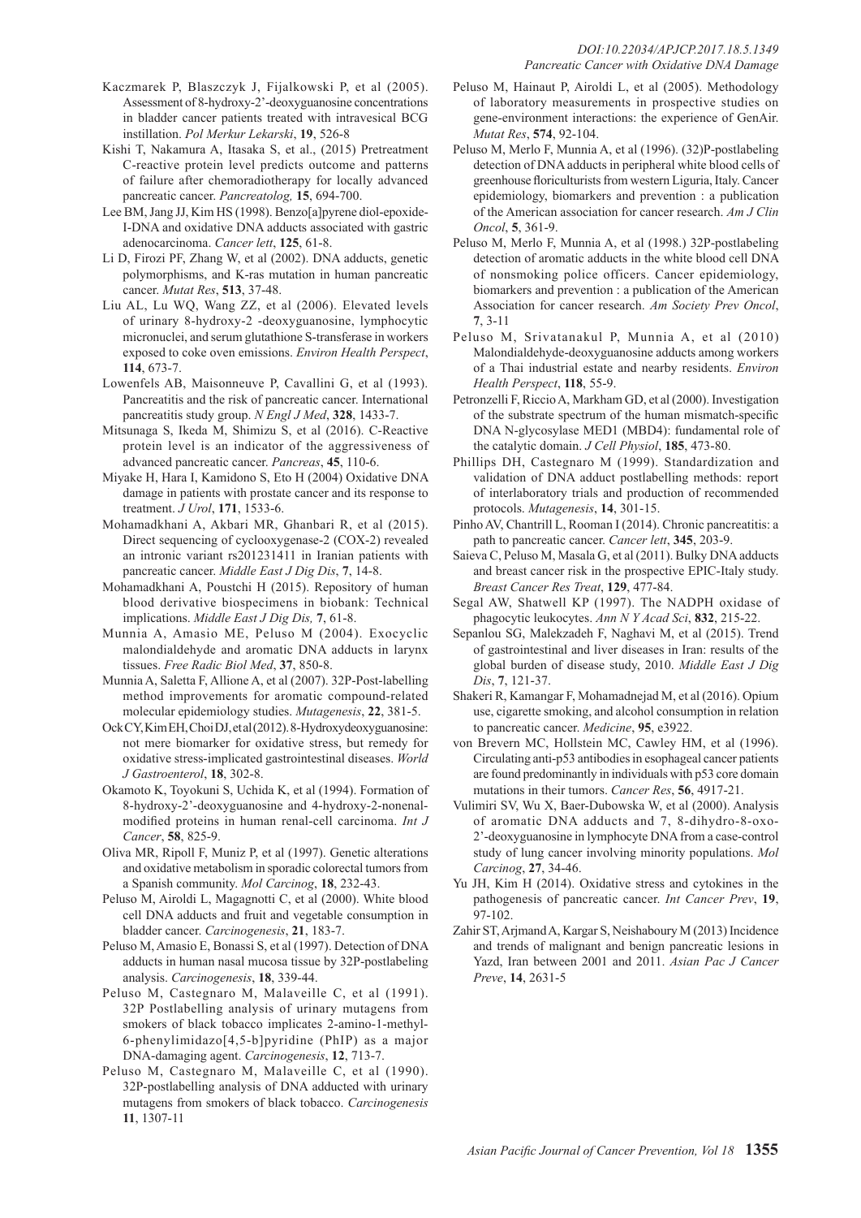Kaczmarek P, Blaszczyk J, Fijalkowski P, et al (2005). Assessment of 8-hydroxy-2'-deoxyguanosine concentrations in bladder cancer patients treated with intravesical BCG instillation. *Pol Merkur Lekarski*, **19**, 526-8

Kishi T, Nakamura A, Itasaka S, et al., (2015) Pretreatment C-reactive protein level predicts outcome and patterns of failure after chemoradiotherapy for locally advanced pancreatic cancer. *Pancreatolog,* **15**, 694-700.

Lee BM, Jang JJ, Kim HS (1998). Benzo[a]pyrene diol-epoxide-I-DNA and oxidative DNA adducts associated with gastric adenocarcinoma. *Cancer lett*, **125**, 61-8.

Li D, Firozi PF, Zhang W, et al (2002). DNA adducts, genetic polymorphisms, and K-ras mutation in human pancreatic cancer. *Mutat Res*, **513**, 37-48.

Liu AL, Lu WQ, Wang ZZ, et al (2006). Elevated levels of urinary 8-hydroxy-2 -deoxyguanosine, lymphocytic micronuclei, and serum glutathione S-transferase in workers exposed to coke oven emissions. *Environ Health Perspect*, **114**, 673-7.

Lowenfels AB, Maisonneuve P, Cavallini G, et al (1993). Pancreatitis and the risk of pancreatic cancer. International pancreatitis study group. *N Engl J Med*, **328**, 1433-7.

Mitsunaga S, Ikeda M, Shimizu S, et al (2016). C-Reactive protein level is an indicator of the aggressiveness of advanced pancreatic cancer. *Pancreas*, **45**, 110-6.

Miyake H, Hara I, Kamidono S, Eto H (2004) Oxidative DNA damage in patients with prostate cancer and its response to treatment. *J Urol*, **171**, 1533-6.

Mohamadkhani A, Akbari MR, Ghanbari R, et al (2015). Direct sequencing of cyclooxygenase-2 (COX-2) revealed an intronic variant rs201231411 in Iranian patients with pancreatic cancer. *Middle East J Dig Dis*, **7**, 14-8.

Mohamadkhani A, Poustchi H (2015). Repository of human blood derivative biospecimens in biobank: Technical implications. *Middle East J Dig Dis,* **7**, 61-8.

Munnia A, Amasio ME, Peluso M (2004). Exocyclic malondialdehyde and aromatic DNA adducts in larynx tissues. *Free Radic Biol Med*, **37**, 850-8.

Munnia A, Saletta F, Allione A, et al (2007). 32P-Post-labelling method improvements for aromatic compound-related molecular epidemiology studies. *Mutagenesis*, **22**, 381-5.

Ock CY, Kim EH, Choi DJ, et al (2012). 8-Hydroxydeoxyguanosine: not mere biomarker for oxidative stress, but remedy for oxidative stress-implicated gastrointestinal diseases. *World J Gastroenterol*, **18**, 302-8.

Okamoto K, Toyokuni S, Uchida K, et al (1994). Formation of 8-hydroxy-2'-deoxyguanosine and 4-hydroxy-2-nonenal-modified proteins in human renal-cell carcinoma. *Int J Cancer*, **58**, 825-9.

Oliva MR, Ripoll F, Muniz P, et al (1997). Genetic alterations and oxidative metabolism in sporadic colorectal tumors from a Spanish community. *Mol Carcinog*, **18**, 232-43.

Peluso M, Airoldi L, Magagnotti C, et al (2000). White blood cell DNA adducts and fruit and vegetable consumption in bladder cancer. *Carcinogenesis*, **21**, 183-7.

Peluso M, Amasio E, Bonassi S, et al (1997). Detection of DNA adducts in human nasal mucosa tissue by 32P-postlabeling analysis. *Carcinogenesis*, **18**, 339-44.

Peluso M, Castegnaro M, Malaveille C, et al (1991). 32P Postlabelling analysis of urinary mutagens from smokers of black tobacco implicates 2-amino-1-methyl-6-phenylimidazo[4,5-b]pyridine (PhIP) as a major DNA-damaging agent. *Carcinogenesis*, **12**, 713-7.

Peluso M, Castegnaro M, Malaveille C, et al (1990). 32P-postlabelling analysis of DNA adducted with urinary mutagens from smokers of black tobacco. *Carcinogenesis* **11**, 1307-11

Peluso M, Hainaut P, Airoldi L, et al (2005). Methodology of laboratory measurements in prospective studies on gene-environment interactions: the experience of GenAir. *Mutat Res*, **574**, 92-104.

Peluso M, Merlo F, Munnia A, et al (1996). (32)P-postlabeling detection of DNA adducts in peripheral white blood cells of greenhouse floriculturists from western Liguria, Italy. Cancer epidemiology, biomarkers and prevention : a publication of the American association for cancer research. *Am J Clin Oncol*, **5**, 361-9.

Peluso M, Merlo F, Munnia A, et al (1998.) 32P-postlabeling detection of aromatic adducts in the white blood cell DNA of nonsmoking police officers. Cancer epidemiology, biomarkers and prevention : a publication of the American Association for cancer research. *Am Society Prev Oncol*, **7**, 3-11

Peluso M, Srivatanakul P, Munnia A, et al (2010) Malondialdehyde-deoxyguanosine adducts among workers of a Thai industrial estate and nearby residents. *Environ Health Perspect*, **118**, 55-9.

Petronzelli F, Riccio A, Markham GD, et al (2000). Investigation of the substrate spectrum of the human mismatch-specific DNA N-glycosylase MED1 (MBD4): fundamental role of the catalytic domain. *J Cell Physiol*, **185**, 473-80.

Phillips DH, Castegnaro M (1999). Standardization and validation of DNA adduct postlabelling methods: report of interlaboratory trials and production of recommended protocols. *Mutagenesis*, **14**, 301-15.

Pinho AV, Chantrill L, Rooman I (2014). Chronic pancreatitis: a path to pancreatic cancer. *Cancer lett*, **345**, 203-9.

Saieva C, Peluso M, Masala G, et al (2011). Bulky DNA adducts and breast cancer risk in the prospective EPIC-Italy study. *Breast Cancer Res Treat*, **129**, 477-84.

Segal AW, Shatwell KP (1997). The NADPH oxidase of phagocytic leukocytes. *Ann N Y Acad Sci*, **832**, 215-22.

Sepanlou SG, Malekzadeh F, Naghavi M, et al (2015). Trend of gastrointestinal and liver diseases in Iran: results of the global burden of disease study, 2010. *Middle East J Dig Dis*, **7**, 121-37.

Shakeri R, Kamangar F, Mohamadnejad M, et al (2016). Opium use, cigarette smoking, and alcohol consumption in relation to pancreatic cancer. *Medicine*, **95**, e3922.

von Brevern MC, Hollstein MC, Cawley HM, et al (1996). Circulating anti-p53 antibodies in esophageal cancer patients are found predominantly in individuals with p53 core domain mutations in their tumors. *Cancer Res*, **56**, 4917-21.

Vulimiri SV, Wu X, Baer-Dubowska W, et al (2000). Analysis of aromatic DNA adducts and 7, 8-dihydro-8-oxo-2'-deoxyguanosine in lymphocyte DNA from a case-control study of lung cancer involving minority populations. *Mol Carcinog*, **27**, 34-46.

Yu JH, Kim H (2014). Oxidative stress and cytokines in the pathogenesis of pancreatic cancer. *Int Cancer Prev*, **19**, 97-102.

Zahir ST, Arjmand A, Kargar S, Neishaboury M (2013) Incidence and trends of malignant and benign pancreatic lesions in Yazd, Iran between 2001 and 2011. *Asian Pac J Cancer Preve*, **14**, 2631-5